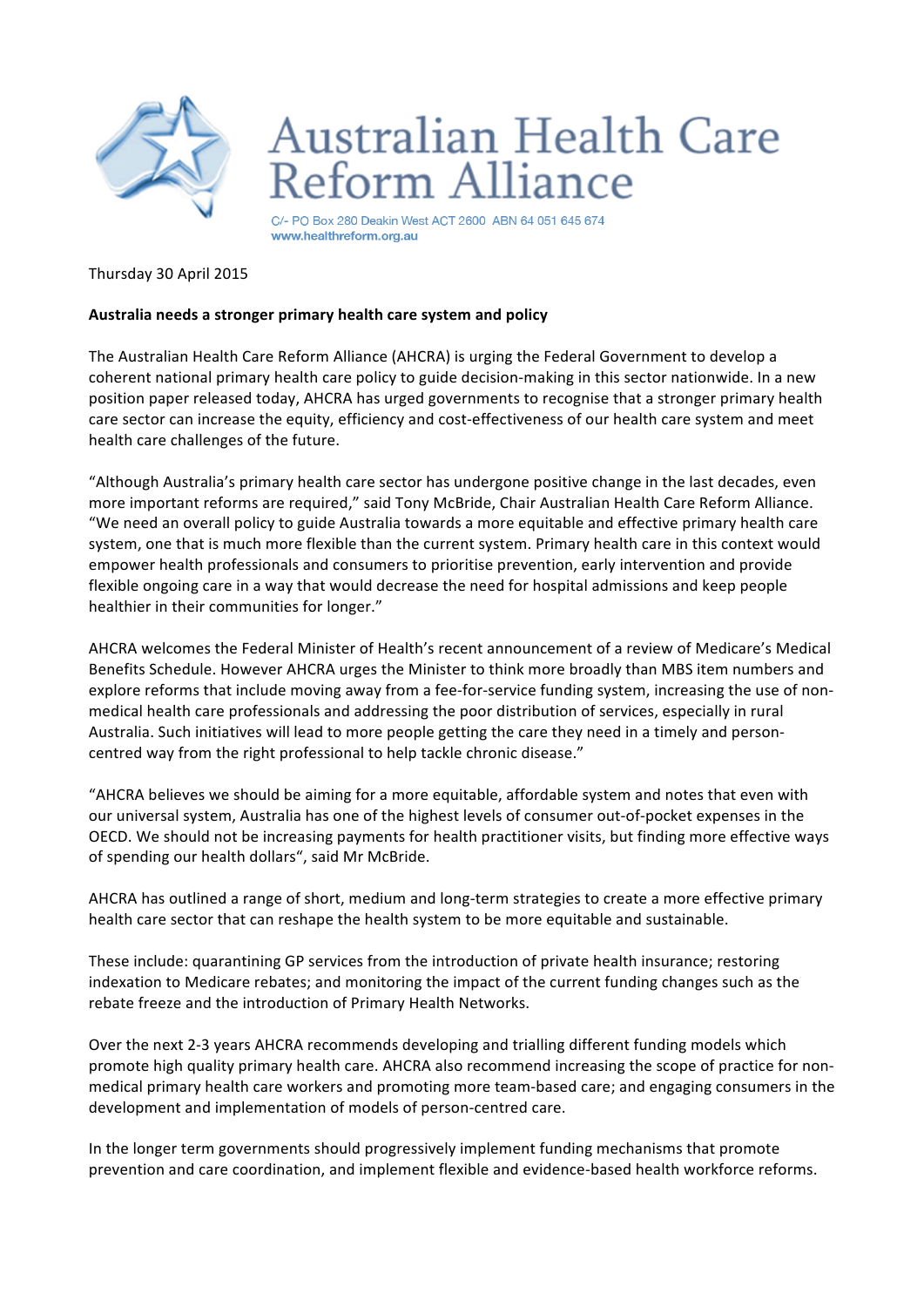# Australian Health Care Reform Alliance

C/- PO Box 280 Deakin West ACT 2600 ABN 64 051 645 674
www.healthreform.org.au

Thursday 30 April 2015

**Australia needs a stronger primary health care system and policy**

The Australian Health Care Reform Alliance (AHCRA) is urging the Federal Government to develop a coherent national primary health care policy to guide decision-making in this sector nationwide. In a new position paper released today, AHCRA has urged governments to recognise that a stronger primary health care sector can increase the equity, efficiency and cost-effectiveness of our health care system and meet health care challenges of the future.

"Although Australia's primary health care sector has undergone positive change in the last decades, even more important reforms are required," said Tony McBride, Chair Australian Health Care Reform Alliance. "We need an overall policy to guide Australia towards a more equitable and effective primary health care system, one that is much more flexible than the current system. Primary health care in this context would empower health professionals and consumers to prioritise prevention, early intervention and provide flexible ongoing care in a way that would decrease the need for hospital admissions and keep people healthier in their communities for longer."

AHCRA welcomes the Federal Minister of Health's recent announcement of a review of Medicare's Medical Benefits Schedule. However AHCRA urges the Minister to think more broadly than MBS item numbers and explore reforms that include moving away from a fee-for-service funding system, increasing the use of non-medical health care professionals and addressing the poor distribution of services, especially in rural Australia. Such initiatives will lead to more people getting the care they need in a timely and person-centred way from the right professional to help tackle chronic disease."

"AHCRA believes we should be aiming for a more equitable, affordable system and notes that even with our universal system, Australia has one of the highest levels of consumer out-of-pocket expenses in the OECD. We should not be increasing payments for health practitioner visits, but finding more effective ways of spending our health dollars", said Mr McBride.

AHCRA has outlined a range of short, medium and long-term strategies to create a more effective primary health care sector that can reshape the health system to be more equitable and sustainable.

These include: quarantining GP services from the introduction of private health insurance; restoring indexation to Medicare rebates; and monitoring the impact of the current funding changes such as the rebate freeze and the introduction of Primary Health Networks.

Over the next 2-3 years AHCRA recommends developing and trialling different funding models which promote high quality primary health care. AHCRA also recommend increasing the scope of practice for non-medical primary health care workers and promoting more team-based care; and engaging consumers in the development and implementation of models of person-centred care.

In the longer term governments should progressively implement funding mechanisms that promote prevention and care coordination, and implement flexible and evidence-based health workforce reforms.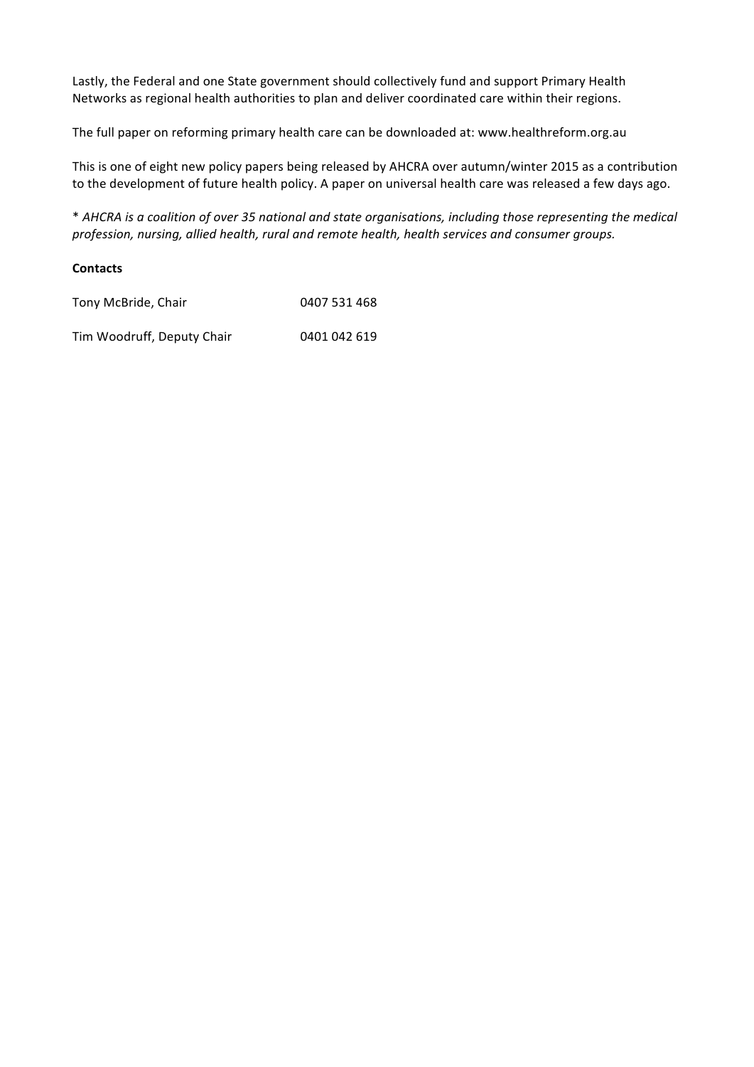Lastly, the Federal and one State government should collectively fund and support Primary Health Networks as regional health authorities to plan and deliver coordinated care within their regions.

The full paper on reforming primary health care can be downloaded at: www.healthreform.org.au

This is one of eight new policy papers being released by AHCRA over autumn/winter 2015 as a contribution to the development of future health policy. A paper on universal health care was released a few days ago.

* *AHCRA is a coalition of over 35 national and state organisations, including those representing the medical profession, nursing, allied health, rural and remote health, health services and consumer groups.*

**Contacts**

| | |
|---|---|
| Tony McBride, Chair | 0407 531 468 |
| Tim Woodruff, Deputy Chair | 0401 042 619 |